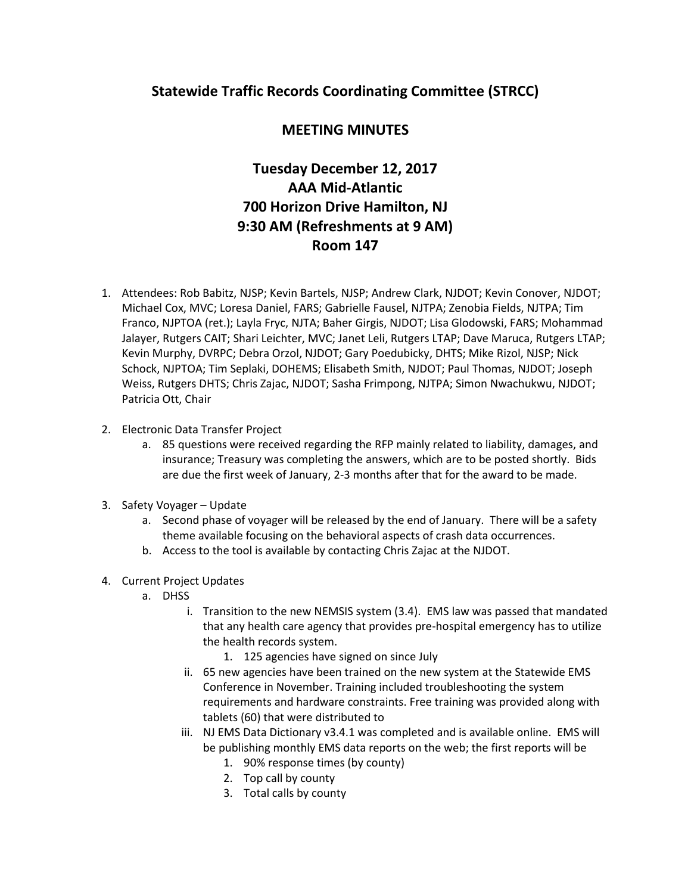# Statewide Traffic Records Coordinating Committee (STRCC)

## MEETING MINUTES

## Tuesday December 12, 2017
## AAA Mid-Atlantic
## 700 Horizon Drive Hamilton, NJ
## 9:30 AM (Refreshments at 9 AM)
## Room 147

1. Attendees: Rob Babitz, NJSP; Kevin Bartels, NJSP; Andrew Clark, NJDOT; Kevin Conover, NJDOT; Michael Cox, MVC; Loresa Daniel, FARS; Gabrielle Fausel, NJTPA; Zenobia Fields, NJTPA; Tim Franco, NJPTOA (ret.); Layla Fryc, NJTA; Baher Girgis, NJDOT; Lisa Glodowski, FARS; Mohammad Jalayer, Rutgers CAIT; Shari Leichter, MVC; Janet Leli, Rutgers LTAP; Dave Maruca, Rutgers LTAP; Kevin Murphy, DVRPC; Debra Orzol, NJDOT; Gary Poedubicky, DHTS; Mike Rizol, NJSP; Nick Schock, NJPTOA; Tim Seplaki, DOHEMS; Elisabeth Smith, NJDOT; Paul Thomas, NJDOT; Joseph Weiss, Rutgers DHTS; Chris Zajac, NJDOT; Sasha Frimpong, NJTPA; Simon Nwachukwu, NJDOT; Patricia Ott, Chair

2. Electronic Data Transfer Project
   a. 85 questions were received regarding the RFP mainly related to liability, damages, and insurance; Treasury was completing the answers, which are to be posted shortly. Bids are due the first week of January, 2-3 months after that for the award to be made.

3. Safety Voyager – Update
   a. Second phase of voyager will be released by the end of January. There will be a safety theme available focusing on the behavioral aspects of crash data occurrences.
   b. Access to the tool is available by contacting Chris Zajac at the NJDOT.

4. Current Project Updates
   a. DHSS
      i. Transition to the new NEMSIS system (3.4). EMS law was passed that mandated that any health care agency that provides pre-hospital emergency has to utilize the health records system.
         1. 125 agencies have signed on since July
      ii. 65 new agencies have been trained on the new system at the Statewide EMS Conference in November. Training included troubleshooting the system requirements and hardware constraints. Free training was provided along with tablets (60) that were distributed to
      iii. NJ EMS Data Dictionary v3.4.1 was completed and is available online. EMS will be publishing monthly EMS data reports on the web; the first reports will be
         1. 90% response times (by county)
         2. Top call by county
         3. Total calls by county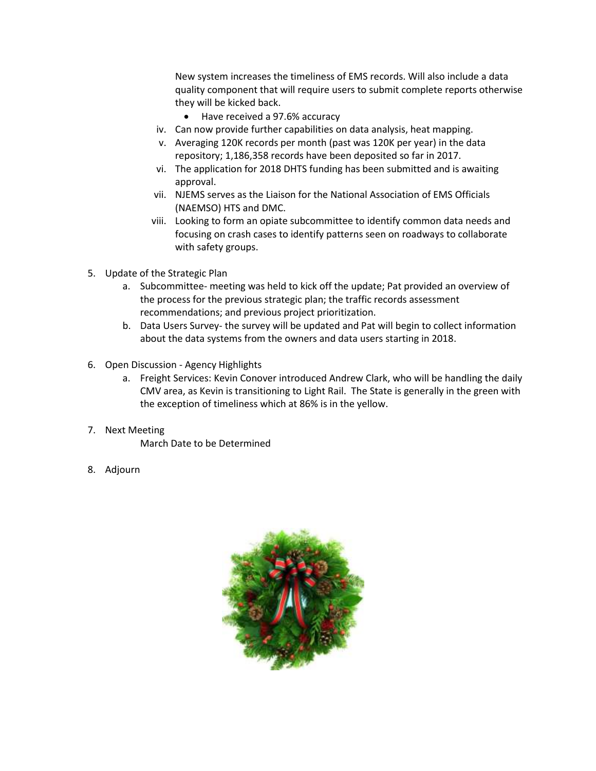New system increases the timeliness of EMS records. Will also include a data quality component that will require users to submit complete reports otherwise they will be kicked back.

- Have received a 97.6% accuracy

iv. Can now provide further capabilities on data analysis, heat mapping.

v. Averaging 120K records per month (past was 120K per year) in the data repository; 1,186,358 records have been deposited so far in 2017.

vi. The application for 2018 DHTS funding has been submitted and is awaiting approval.

vii. NJEMS serves as the Liaison for the National Association of EMS Officials (NAEMSO) HTS and DMC.

viii. Looking to form an opiate subcommittee to identify common data needs and focusing on crash cases to identify patterns seen on roadways to collaborate with safety groups.

5. Update of the Strategic Plan
   a. Subcommittee- meeting was held to kick off the update; Pat provided an overview of the process for the previous strategic plan; the traffic records assessment recommendations; and previous project prioritization.
   b. Data Users Survey- the survey will be updated and Pat will begin to collect information about the data systems from the owners and data users starting in 2018.

6. Open Discussion - Agency Highlights
   a. Freight Services: Kevin Conover introduced Andrew Clark, who will be handling the daily CMV area, as Kevin is transitioning to Light Rail. The State is generally in the green with the exception of timeliness which at 86% is in the yellow.

7. Next Meeting

   March Date to be Determined

8. Adjourn